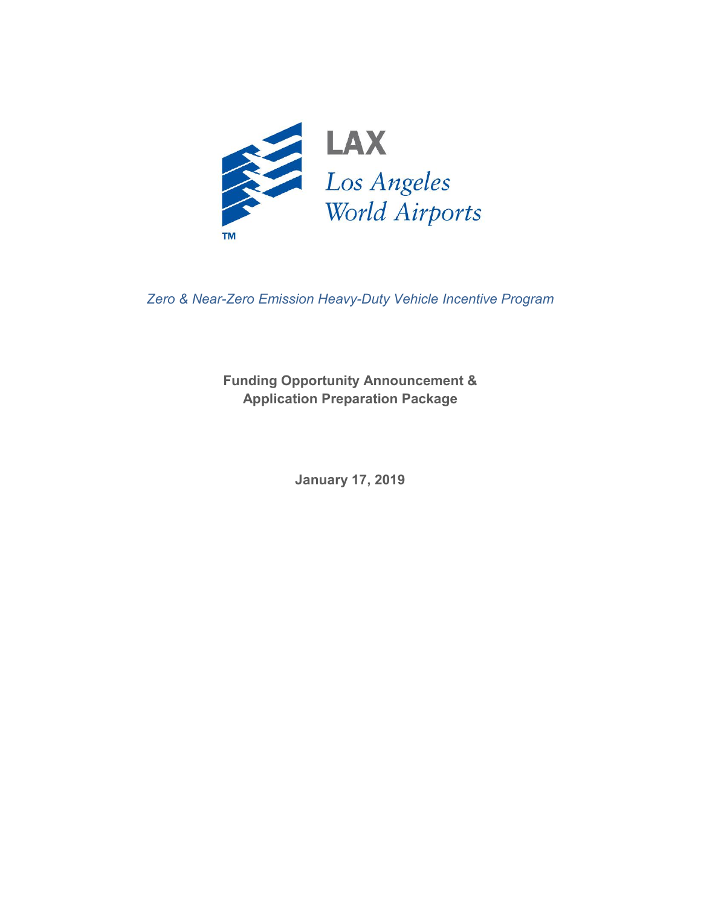LAX

*Los Angeles World Airports*

TM

*Zero & Near-Zero Emission Heavy-Duty Vehicle Incentive Program*

**Funding Opportunity Announcement & Application Preparation Package**

**January 17, 2019**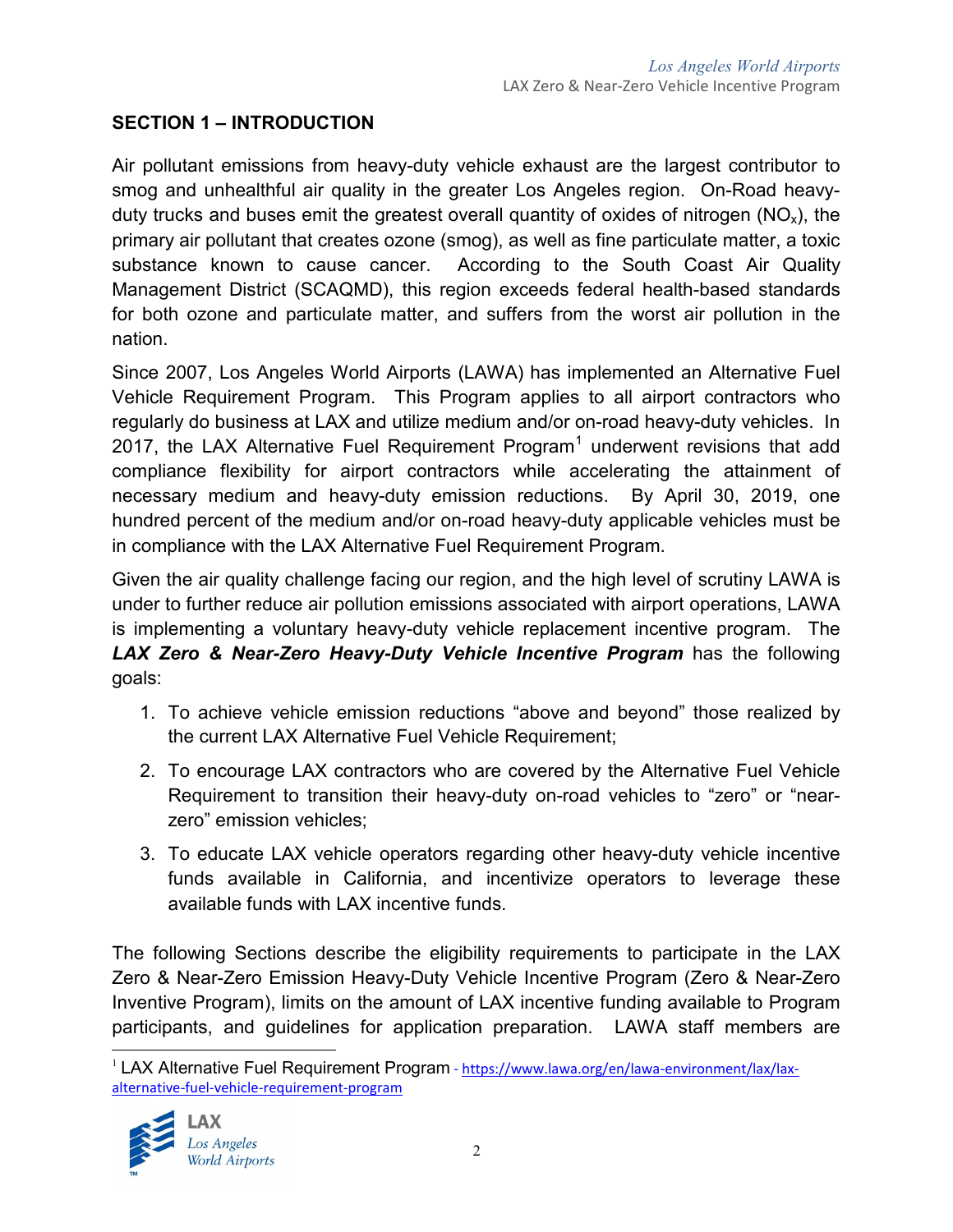## SECTION 1 – INTRODUCTION

Air pollutant emissions from heavy-duty vehicle exhaust are the largest contributor to smog and unhealthful air quality in the greater Los Angeles region. On-Road heavy-duty trucks and buses emit the greatest overall quantity of oxides of nitrogen ($NO_x$), the primary air pollutant that creates ozone (smog), as well as fine particulate matter, a toxic substance known to cause cancer. According to the South Coast Air Quality Management District (SCAQMD), this region exceeds federal health-based standards for both ozone and particulate matter, and suffers from the worst air pollution in the nation.

Since 2007, Los Angeles World Airports (LAWA) has implemented an Alternative Fuel Vehicle Requirement Program. This Program applies to all airport contractors who regularly do business at LAX and utilize medium and/or on-road heavy-duty vehicles. In 2017, the LAX Alternative Fuel Requirement Program[1] underwent revisions that add compliance flexibility for airport contractors while accelerating the attainment of necessary medium and heavy-duty emission reductions. By April 30, 2019, one hundred percent of the medium and/or on-road heavy-duty applicable vehicles must be in compliance with the LAX Alternative Fuel Requirement Program.

Given the air quality challenge facing our region, and the high level of scrutiny LAWA is under to further reduce air pollution emissions associated with airport operations, LAWA is implementing a voluntary heavy-duty vehicle replacement incentive program. The ***LAX Zero & Near-Zero Heavy-Duty Vehicle Incentive Program*** has the following goals:

1. To achieve vehicle emission reductions "above and beyond" those realized by the current LAX Alternative Fuel Vehicle Requirement;
2. To encourage LAX contractors who are covered by the Alternative Fuel Vehicle Requirement to transition their heavy-duty on-road vehicles to "zero" or "near-zero" emission vehicles;
3. To educate LAX vehicle operators regarding other heavy-duty vehicle incentive funds available in California, and incentivize operators to leverage these available funds with LAX incentive funds.

The following Sections describe the eligibility requirements to participate in the LAX Zero & Near-Zero Emission Heavy-Duty Vehicle Incentive Program (Zero & Near-Zero Inventive Program), limits on the amount of LAX incentive funding available to Program participants, and guidelines for application preparation. LAWA staff members are

[1] LAX Alternative Fuel Requirement Program - https://www.lawa.org/en/lawa-environment/lax/lax-alternative-fuel-vehicle-requirement-program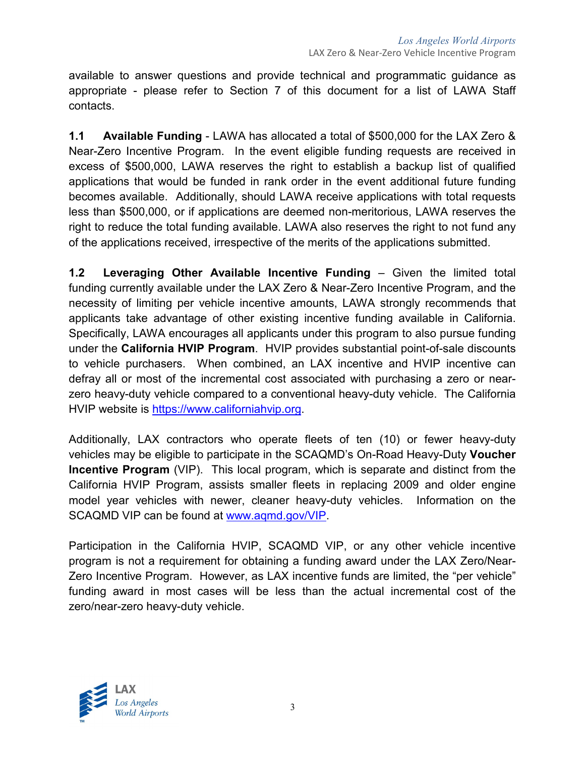available to answer questions and provide technical and programmatic guidance as appropriate - please refer to Section 7 of this document for a list of LAWA Staff contacts.

**1.1 Available Funding** - LAWA has allocated a total of $500,000 for the LAX Zero & Near-Zero Incentive Program. In the event eligible funding requests are received in excess of $500,000, LAWA reserves the right to establish a backup list of qualified applications that would be funded in rank order in the event additional future funding becomes available. Additionally, should LAWA receive applications with total requests less than $500,000, or if applications are deemed non-meritorious, LAWA reserves the right to reduce the total funding available. LAWA also reserves the right to not fund any of the applications received, irrespective of the merits of the applications submitted.

**1.2 Leveraging Other Available Incentive Funding** – Given the limited total funding currently available under the LAX Zero & Near-Zero Incentive Program, and the necessity of limiting per vehicle incentive amounts, LAWA strongly recommends that applicants take advantage of other existing incentive funding available in California. Specifically, LAWA encourages all applicants under this program to also pursue funding under the **California HVIP Program**. HVIP provides substantial point-of-sale discounts to vehicle purchasers. When combined, an LAX incentive and HVIP incentive can defray all or most of the incremental cost associated with purchasing a zero or near-zero heavy-duty vehicle compared to a conventional heavy-duty vehicle. The California HVIP website is https://www.californiahvip.org.

Additionally, LAX contractors who operate fleets of ten (10) or fewer heavy-duty vehicles may be eligible to participate in the SCAQMD's On-Road Heavy-Duty **Voucher Incentive Program** (VIP). This local program, which is separate and distinct from the California HVIP Program, assists smaller fleets in replacing 2009 and older engine model year vehicles with newer, cleaner heavy-duty vehicles. Information on the SCAQMD VIP can be found at www.aqmd.gov/VIP.

Participation in the California HVIP, SCAQMD VIP, or any other vehicle incentive program is not a requirement for obtaining a funding award under the LAX Zero/Near-Zero Incentive Program. However, as LAX incentive funds are limited, the "per vehicle" funding award in most cases will be less than the actual incremental cost of the zero/near-zero heavy-duty vehicle.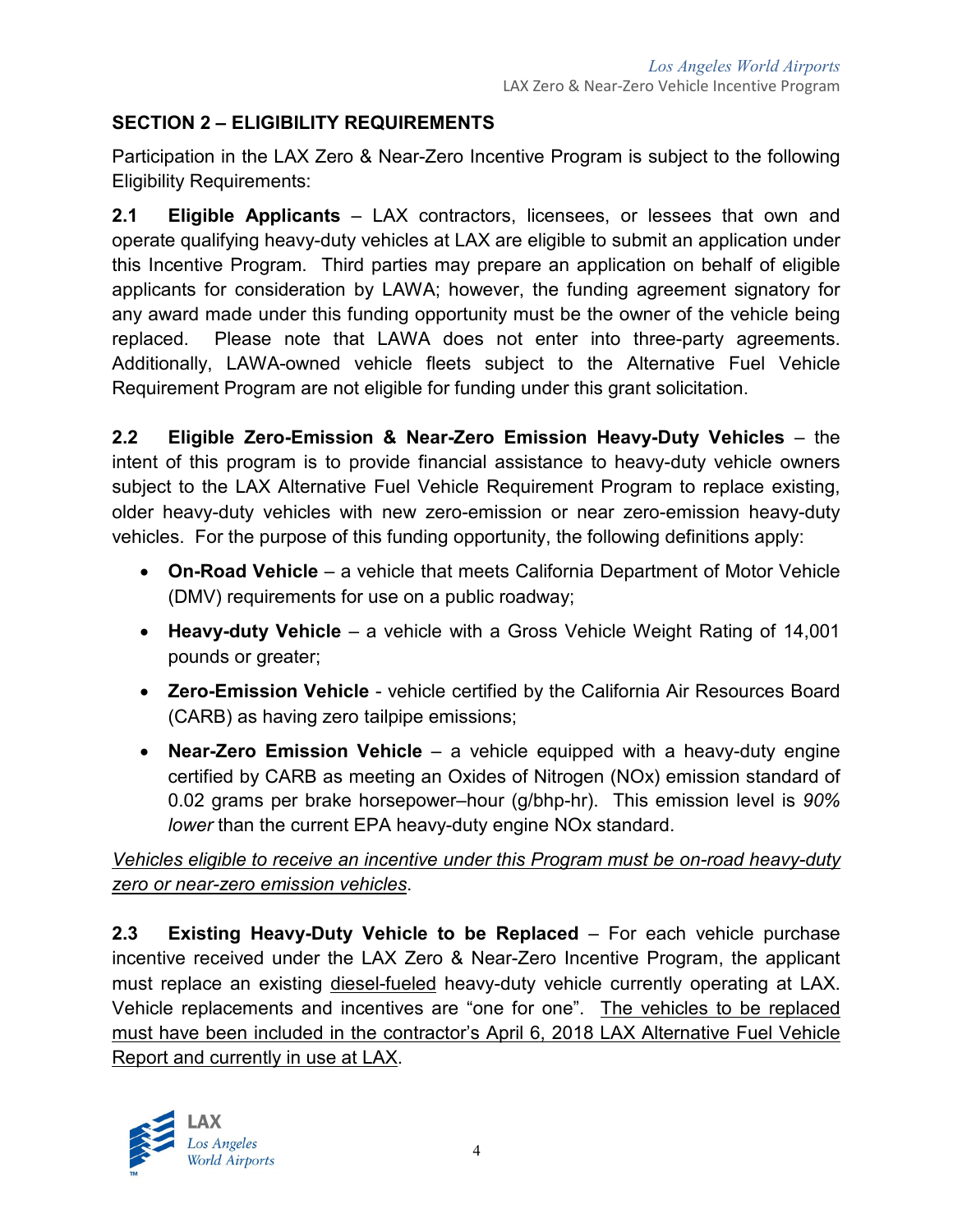## SECTION 2 – ELIGIBILITY REQUIREMENTS

Participation in the LAX Zero & Near-Zero Incentive Program is subject to the following Eligibility Requirements:

**2.1 Eligible Applicants** – LAX contractors, licensees, or lessees that own and operate qualifying heavy-duty vehicles at LAX are eligible to submit an application under this Incentive Program. Third parties may prepare an application on behalf of eligible applicants for consideration by LAWA; however, the funding agreement signatory for any award made under this funding opportunity must be the owner of the vehicle being replaced. Please note that LAWA does not enter into three-party agreements. Additionally, LAWA-owned vehicle fleets subject to the Alternative Fuel Vehicle Requirement Program are not eligible for funding under this grant solicitation.

**2.2 Eligible Zero-Emission & Near-Zero Emission Heavy-Duty Vehicles** – the intent of this program is to provide financial assistance to heavy-duty vehicle owners subject to the LAX Alternative Fuel Vehicle Requirement Program to replace existing, older heavy-duty vehicles with new zero-emission or near zero-emission heavy-duty vehicles. For the purpose of this funding opportunity, the following definitions apply:

- **On-Road Vehicle** – a vehicle that meets California Department of Motor Vehicle (DMV) requirements for use on a public roadway;
- **Heavy-duty Vehicle** – a vehicle with a Gross Vehicle Weight Rating of 14,001 pounds or greater;
- **Zero-Emission Vehicle** - vehicle certified by the California Air Resources Board (CARB) as having zero tailpipe emissions;
- **Near-Zero Emission Vehicle** – a vehicle equipped with a heavy-duty engine certified by CARB as meeting an Oxides of Nitrogen (NOx) emission standard of 0.02 grams per brake horsepower–hour (g/bhp-hr). This emission level is *90% lower* than the current EPA heavy-duty engine NOx standard.

<u>*Vehicles eligible to receive an incentive under this Program must be on-road heavy-duty zero or near-zero emission vehicles*</u>.

**2.3 Existing Heavy-Duty Vehicle to be Replaced** – For each vehicle purchase incentive received under the LAX Zero & Near-Zero Incentive Program, the applicant must replace an existing <u>diesel-fueled</u> heavy-duty vehicle currently operating at LAX. Vehicle replacements and incentives are "one for one". <u>The vehicles to be replaced must have been included in the contractor's April 6, 2018 LAX Alternative Fuel Vehicle Report and currently in use at LAX</u>.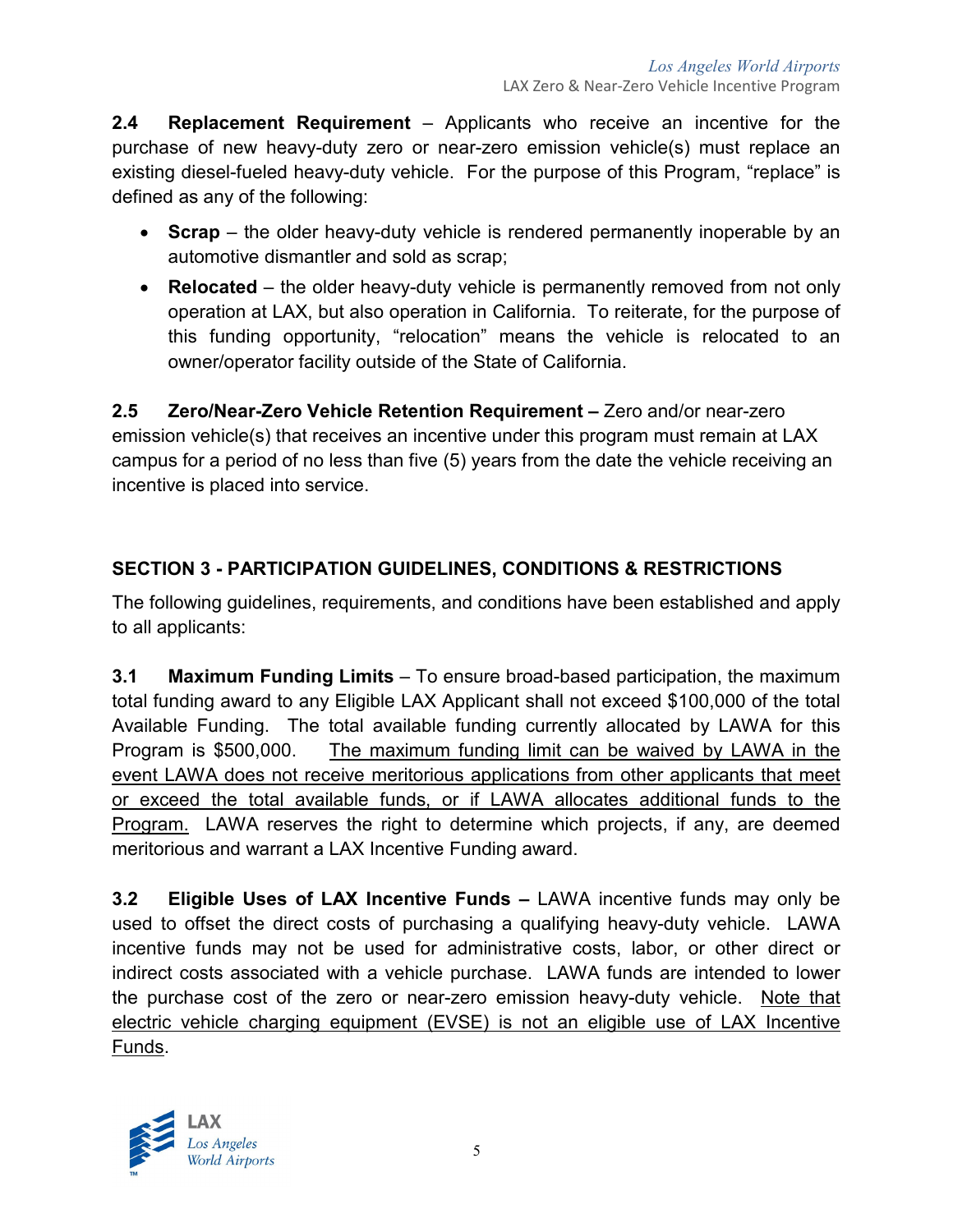**2.4 Replacement Requirement** – Applicants who receive an incentive for the purchase of new heavy-duty zero or near-zero emission vehicle(s) must replace an existing diesel-fueled heavy-duty vehicle. For the purpose of this Program, "replace" is defined as any of the following:

- **Scrap** – the older heavy-duty vehicle is rendered permanently inoperable by an automotive dismantler and sold as scrap;
- **Relocated** – the older heavy-duty vehicle is permanently removed from not only operation at LAX, but also operation in California. To reiterate, for the purpose of this funding opportunity, "relocation" means the vehicle is relocated to an owner/operator facility outside of the State of California.

**2.5 Zero/Near-Zero Vehicle Retention Requirement –** Zero and/or near-zero emission vehicle(s) that receives an incentive under this program must remain at LAX campus for a period of no less than five (5) years from the date the vehicle receiving an incentive is placed into service.

## SECTION 3 - PARTICIPATION GUIDELINES, CONDITIONS & RESTRICTIONS

The following guidelines, requirements, and conditions have been established and apply to all applicants:

**3.1 Maximum Funding Limits** – To ensure broad-based participation, the maximum total funding award to any Eligible LAX Applicant shall not exceed $100,000 of the total Available Funding. The total available funding currently allocated by LAWA for this Program is $500,000. <u>The maximum funding limit can be waived by LAWA in the event LAWA does not receive meritorious applications from other applicants that meet or exceed the total available funds, or if LAWA allocates additional funds to the Program.</u> LAWA reserves the right to determine which projects, if any, are deemed meritorious and warrant a LAX Incentive Funding award.

**3.2 Eligible Uses of LAX Incentive Funds –** LAWA incentive funds may only be used to offset the direct costs of purchasing a qualifying heavy-duty vehicle. LAWA incentive funds may not be used for administrative costs, labor, or other direct or indirect costs associated with a vehicle purchase. LAWA funds are intended to lower the purchase cost of the zero or near-zero emission heavy-duty vehicle. <u>Note that electric vehicle charging equipment (EVSE) is not an eligible use of LAX Incentive Funds</u>.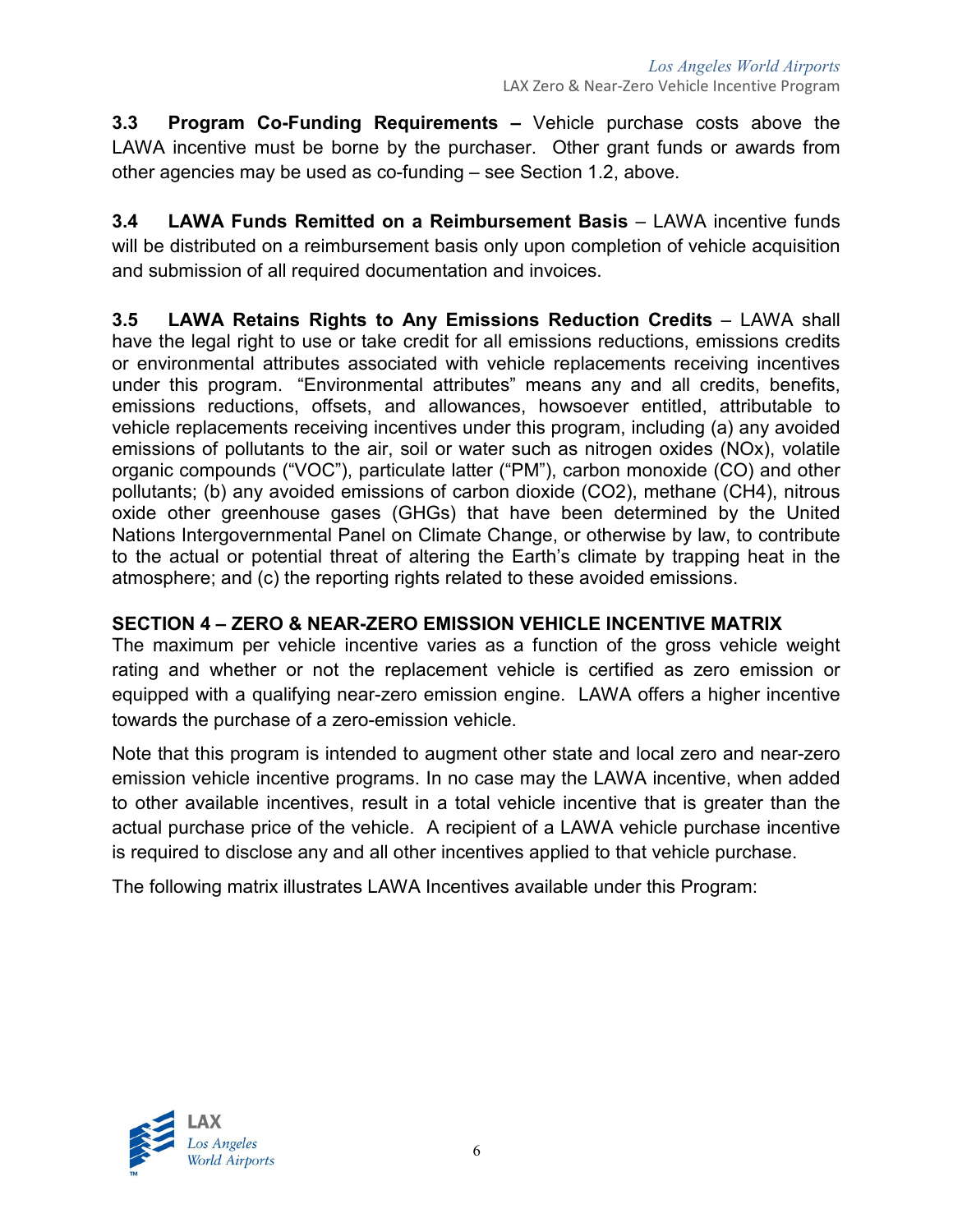**3.3 Program Co-Funding Requirements –** Vehicle purchase costs above the LAWA incentive must be borne by the purchaser. Other grant funds or awards from other agencies may be used as co-funding – see Section 1.2, above.

**3.4 LAWA Funds Remitted on a Reimbursement Basis** – LAWA incentive funds will be distributed on a reimbursement basis only upon completion of vehicle acquisition and submission of all required documentation and invoices.

**3.5 LAWA Retains Rights to Any Emissions Reduction Credits** – LAWA shall have the legal right to use or take credit for all emissions reductions, emissions credits or environmental attributes associated with vehicle replacements receiving incentives under this program. "Environmental attributes" means any and all credits, benefits, emissions reductions, offsets, and allowances, howsoever entitled, attributable to vehicle replacements receiving incentives under this program, including (a) any avoided emissions of pollutants to the air, soil or water such as nitrogen oxides (NOx), volatile organic compounds ("VOC"), particulate latter ("PM"), carbon monoxide (CO) and other pollutants; (b) any avoided emissions of carbon dioxide ($CO_2$), methane ($CH_4$), nitrous oxide other greenhouse gases (GHGs) that have been determined by the United Nations Intergovernmental Panel on Climate Change, or otherwise by law, to contribute to the actual or potential threat of altering the Earth's climate by trapping heat in the atmosphere; and (c) the reporting rights related to these avoided emissions.

## SECTION 4 – ZERO & NEAR-ZERO EMISSION VEHICLE INCENTIVE MATRIX

The maximum per vehicle incentive varies as a function of the gross vehicle weight rating and whether or not the replacement vehicle is certified as zero emission or equipped with a qualifying near-zero emission engine. LAWA offers a higher incentive towards the purchase of a zero-emission vehicle.

Note that this program is intended to augment other state and local zero and near-zero emission vehicle incentive programs. In no case may the LAWA incentive, when added to other available incentives, result in a total vehicle incentive that is greater than the actual purchase price of the vehicle. A recipient of a LAWA vehicle purchase incentive is required to disclose any and all other incentives applied to that vehicle purchase.

The following matrix illustrates LAWA Incentives available under this Program: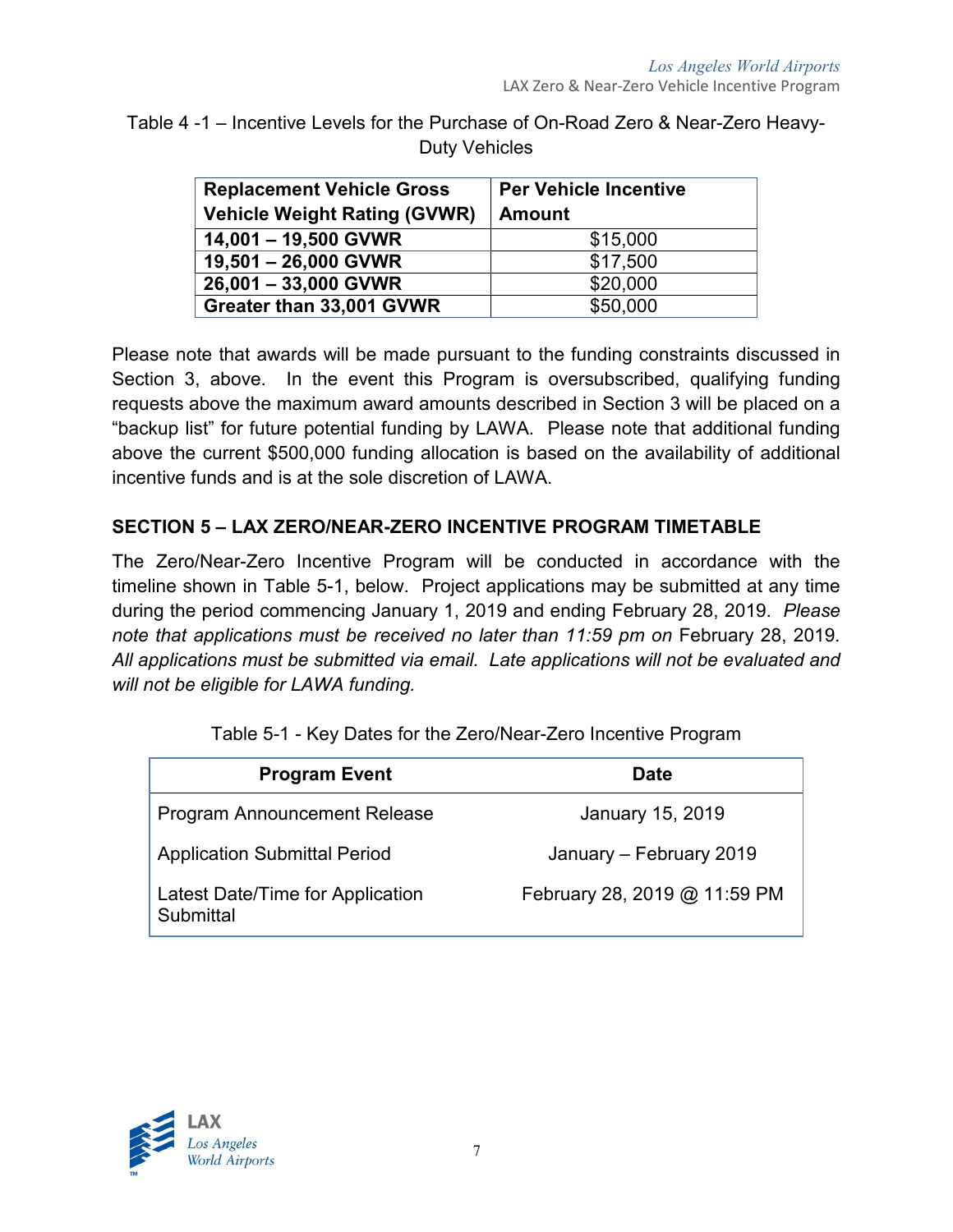Table 4 -1 – Incentive Levels for the Purchase of On-Road Zero & Near-Zero Heavy-Duty Vehicles

| **Replacement Vehicle Gross Vehicle Weight Rating (GVWR)** | **Per Vehicle Incentive Amount** |
|---|---|
| **14,001 – 19,500 GVWR** | $15,000 |
| **19,501 – 26,000 GVWR** | $17,500 |
| **26,001 – 33,000 GVWR** | $20,000 |
| **Greater than 33,001 GVWR** | $50,000 |

Please note that awards will be made pursuant to the funding constraints discussed in Section 3, above. In the event this Program is oversubscribed, qualifying funding requests above the maximum award amounts described in Section 3 will be placed on a "backup list" for future potential funding by LAWA. Please note that additional funding above the current $500,000 funding allocation is based on the availability of additional incentive funds and is at the sole discretion of LAWA.

## SECTION 5 – LAX ZERO/NEAR-ZERO INCENTIVE PROGRAM TIMETABLE

The Zero/Near-Zero Incentive Program will be conducted in accordance with the timeline shown in Table 5-1, below. Project applications may be submitted at any time during the period commencing January 1, 2019 and ending February 28, 2019. *Please note that applications must be received no later than 11:59 pm on* February 28, 2019*. All applications must be submitted via email. Late applications will not be evaluated and will not be eligible for LAWA funding.*

Table 5-1 - Key Dates for the Zero/Near-Zero Incentive Program

| **Program Event** | **Date** |
|---|---|
| Program Announcement Release | January 15, 2019 |
| Application Submittal Period | January – February 2019 |
| Latest Date/Time for Application Submittal | February 28, 2019 @ 11:59 PM |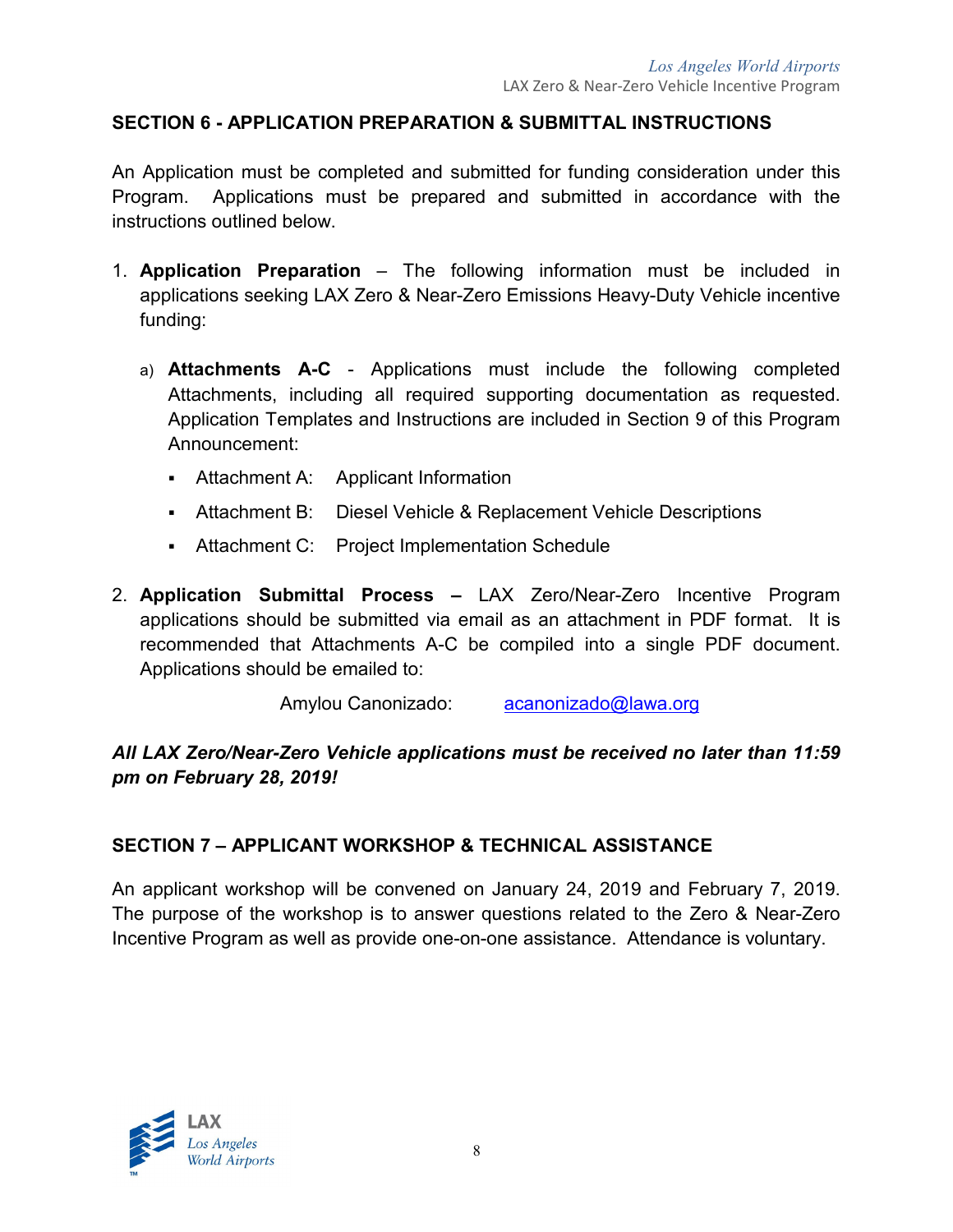## SECTION 6 - APPLICATION PREPARATION & SUBMITTAL INSTRUCTIONS

An Application must be completed and submitted for funding consideration under this Program. Applications must be prepared and submitted in accordance with the instructions outlined below.

1. **Application Preparation** – The following information must be included in applications seeking LAX Zero & Near-Zero Emissions Heavy-Duty Vehicle incentive funding:

   a) **Attachments A-C** - Applications must include the following completed Attachments, including all required supporting documentation as requested. Application Templates and Instructions are included in Section 9 of this Program Announcement:

      - Attachment A: Applicant Information
      - Attachment B: Diesel Vehicle & Replacement Vehicle Descriptions
      - Attachment C: Project Implementation Schedule

2. **Application Submittal Process –** LAX Zero/Near-Zero Incentive Program applications should be submitted via email as an attachment in PDF format. It is recommended that Attachments A-C be compiled into a single PDF document. Applications should be emailed to:

   Amylou Canonizado: acanonizado@lawa.org

***All LAX Zero/Near-Zero Vehicle applications must be received no later than 11:59 pm on February 28, 2019!***

## SECTION 7 – APPLICANT WORKSHOP & TECHNICAL ASSISTANCE

An applicant workshop will be convened on January 24, 2019 and February 7, 2019. The purpose of the workshop is to answer questions related to the Zero & Near-Zero Incentive Program as well as provide one-on-one assistance. Attendance is voluntary.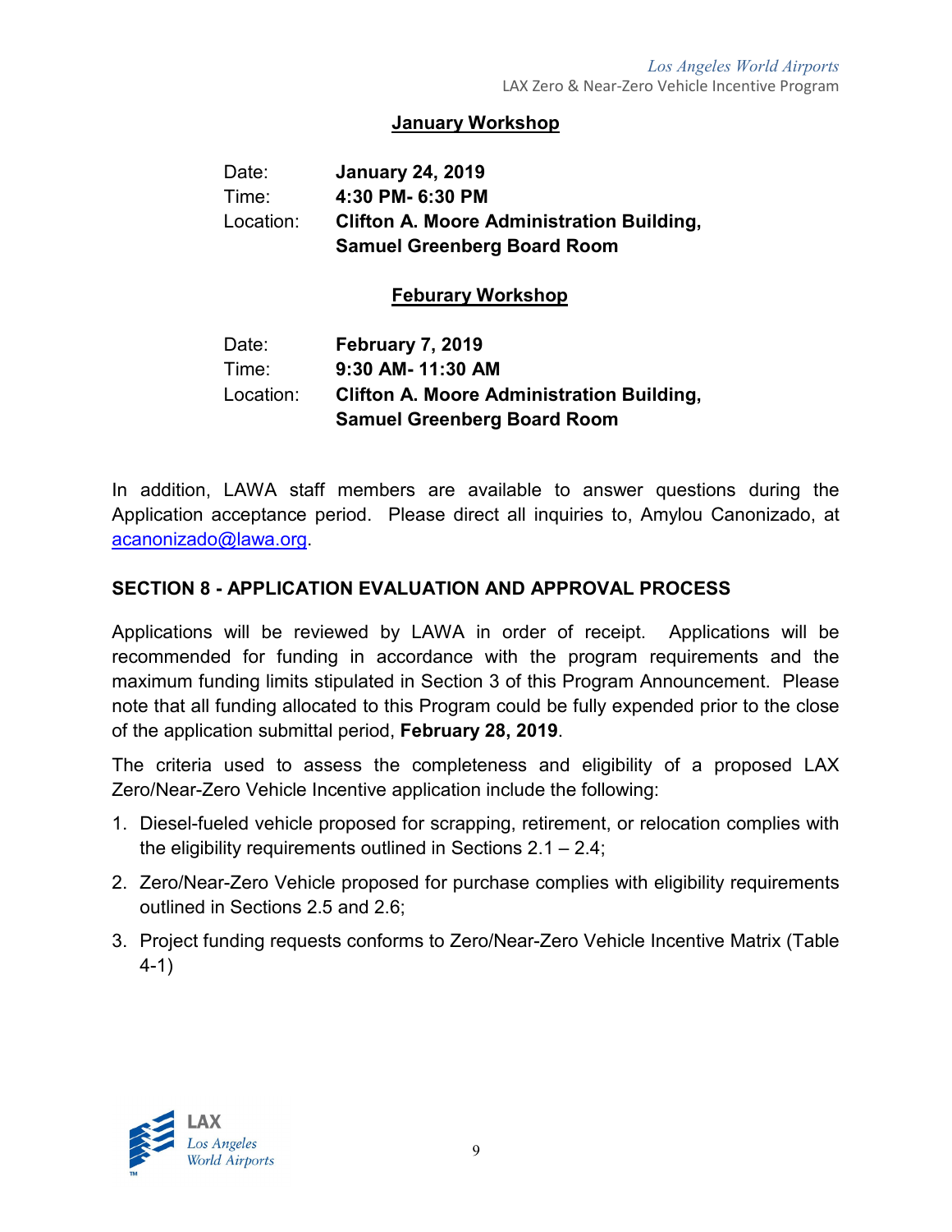**January Workshop**

Date: **January 24, 2019**
Time: **4:30 PM- 6:30 PM**
Location: **Clifton A. Moore Administration Building, Samuel Greenberg Board Room**

**Feburary Workshop**

Date: **February 7, 2019**
Time: **9:30 AM- 11:30 AM**
Location: **Clifton A. Moore Administration Building, Samuel Greenberg Board Room**

In addition, LAWA staff members are available to answer questions during the Application acceptance period. Please direct all inquiries to, Amylou Canonizado, at acanonizado@lawa.org.

## SECTION 8 - APPLICATION EVALUATION AND APPROVAL PROCESS

Applications will be reviewed by LAWA in order of receipt. Applications will be recommended for funding in accordance with the program requirements and the maximum funding limits stipulated in Section 3 of this Program Announcement. Please note that all funding allocated to this Program could be fully expended prior to the close of the application submittal period, **February 28, 2019**.

The criteria used to assess the completeness and eligibility of a proposed LAX Zero/Near-Zero Vehicle Incentive application include the following:

1. Diesel-fueled vehicle proposed for scrapping, retirement, or relocation complies with the eligibility requirements outlined in Sections 2.1 – 2.4;
2. Zero/Near-Zero Vehicle proposed for purchase complies with eligibility requirements outlined in Sections 2.5 and 2.6;
3. Project funding requests conforms to Zero/Near-Zero Vehicle Incentive Matrix (Table 4-1)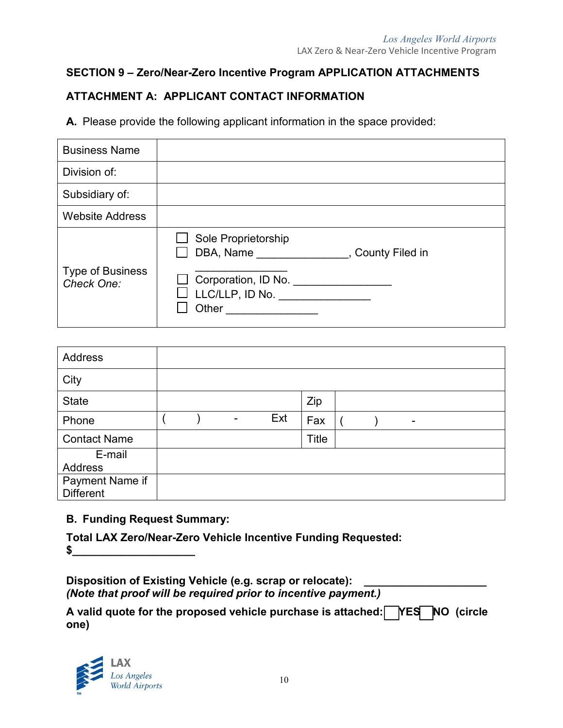## SECTION 9 – Zero/Near-Zero Incentive Program APPLICATION ATTACHMENTS

### ATTACHMENT A: APPLICANT CONTACT INFORMATION

**A.** Please provide the following applicant information in the space provided:

| Business Name | |
|---|---|
| Division of: | |
| Subsidiary of: | |
| Website Address | |
| Type of Business *Check One:* | ☐ Sole Proprietorship<br>☐ DBA, Name _______________, County Filed in _______________<br>☐ Corporation, ID No. ________________<br>☐ LLC/LLP, ID No. _______________<br>☐ Other _______________ |

| Address | | | |
|---|---|---|---|
| City | | | |
| State | | Zip | |
| Phone | (     )     -     Ext | Fax | (     )     - |
| Contact Name | | Title | |
| E-mail Address | | | |
| Payment Name if Different | | | |

**B. Funding Request Summary:**

**Total LAX Zero/Near-Zero Vehicle Incentive Funding Requested: $____________________**

**Disposition of Existing Vehicle (e.g. scrap or relocate): ____________________**
***(Note that proof will be required prior to incentive payment.)***

**A valid quote for the proposed vehicle purchase is attached: ☐ YES ☐ NO (circle one)**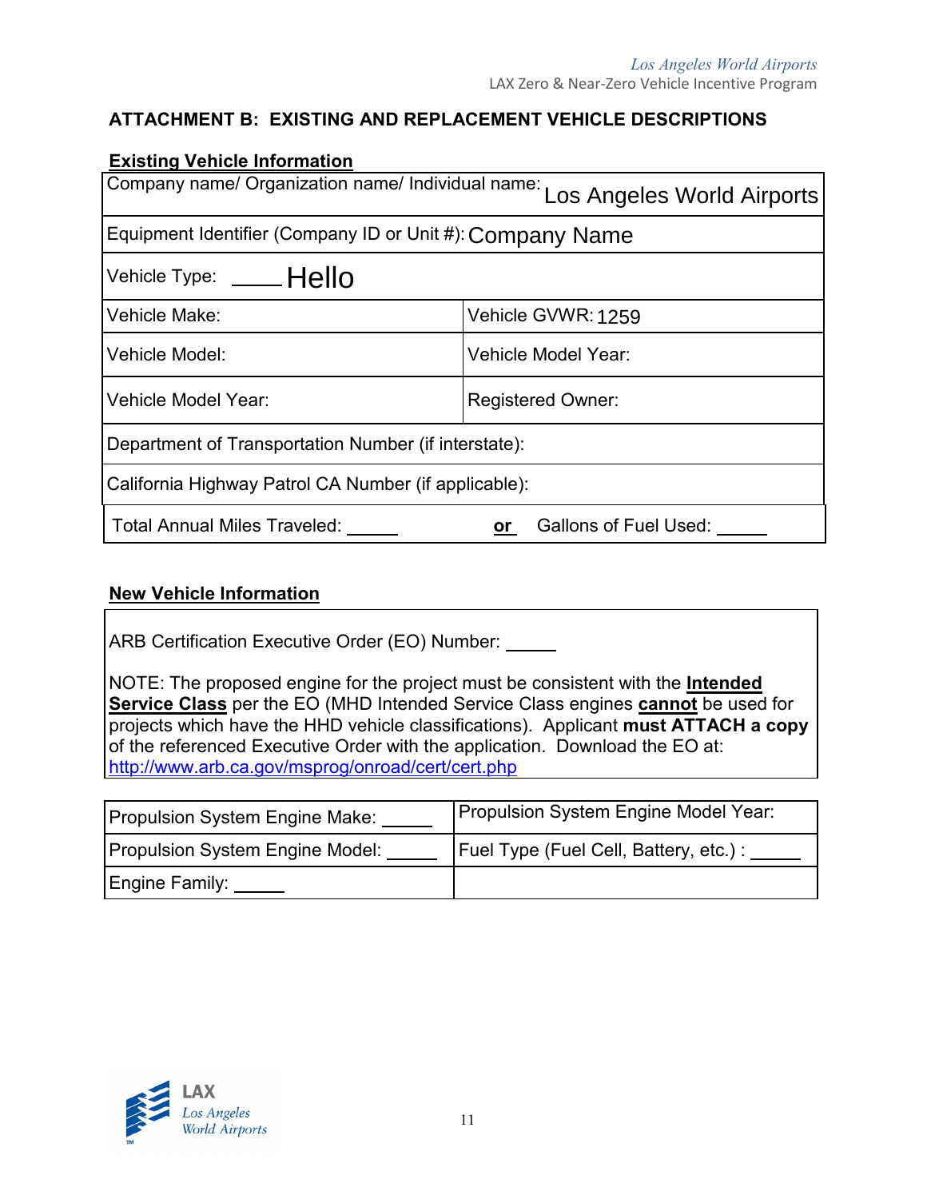## ATTACHMENT B: EXISTING AND REPLACEMENT VEHICLE DESCRIPTIONS

**Existing Vehicle Information**

| | |
|---|---|
| Company name/ Organization name/ Individual name: Los Angeles World Airports | |
| Equipment Identifier (Company ID or Unit #): Company Name | |
| Vehicle Type: ____ Hello | |
| Vehicle Make: | Vehicle GVWR: 1259 |
| Vehicle Model: | Vehicle Model Year: |
| Vehicle Model Year: | Registered Owner: |
| Department of Transportation Number (if interstate): | |
| California Highway Patrol CA Number (if applicable): | |
| Total Annual Miles Traveled: _____ | **or** Gallons of Fuel Used: _____ |

**New Vehicle Information**

ARB Certification Executive Order (EO) Number: _____

NOTE: The proposed engine for the project must be consistent with the **Intended Service Class** per the EO (MHD Intended Service Class engines **cannot** be used for projects which have the HHD vehicle classifications). Applicant **must ATTACH a copy** of the referenced Executive Order with the application. Download the EO at: http://www.arb.ca.gov/msprog/onroad/cert/cert.php

| | |
|---|---|
| Propulsion System Engine Make: _____ | Propulsion System Engine Model Year: |
| Propulsion System Engine Model: _____ | Fuel Type (Fuel Cell, Battery, etc.) : _____ |
| Engine Family: _____ | |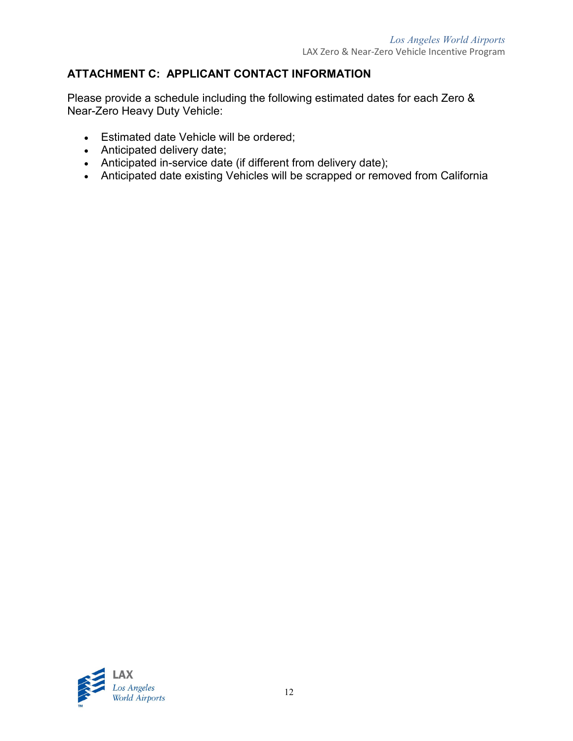## ATTACHMENT C: APPLICANT CONTACT INFORMATION

Please provide a schedule including the following estimated dates for each Zero & Near-Zero Heavy Duty Vehicle:

- Estimated date Vehicle will be ordered;
- Anticipated delivery date;
- Anticipated in-service date (if different from delivery date);
- Anticipated date existing Vehicles will be scrapped or removed from California